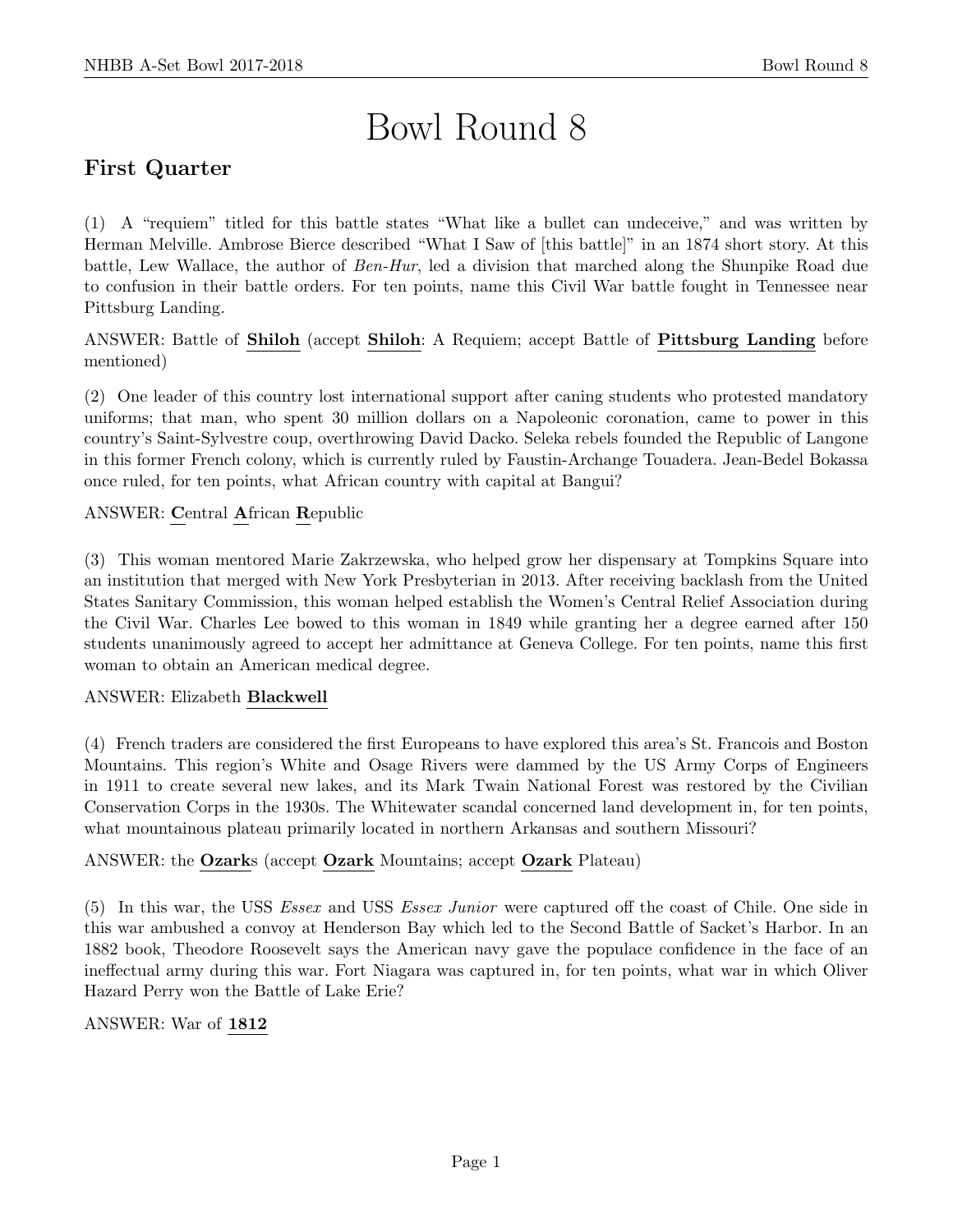# Bowl Round 8

## First Quarter

(1) A "requiem" titled for this battle states "What like a bullet can undeceive," and was written by Herman Melville. Ambrose Bierce described "What I Saw of [this battle]" in an 1874 short story. At this battle, Lew Wallace, the author of *Ben-Hur*, led a division that marched along the Shunpike Road due to confusion in their battle orders. For ten points, name this Civil War battle fought in Tennessee near Pittsburg Landing.

ANSWER: Battle of **Shiloh** (accept **Shiloh**: A Requiem; accept Battle of **Pittsburg Landing** before mentioned)

(2) One leader of this country lost international support after caning students who protested mandatory uniforms; that man, who spent 30 million dollars on a Napoleonic coronation, came to power in this country's Saint-Sylvestre coup, overthrowing David Dacko. Seleka rebels founded the Republic of Langone in this former French colony, which is currently ruled by Faustin-Archange Touadera. Jean-Bedel Bokassa once ruled, for ten points, what African country with capital at Bangui?

ANSWER: **C**entral **A**frican **R**epublic

(3) This woman mentored Marie Zakrzewska, who helped grow her dispensary at Tompkins Square into an institution that merged with New York Presbyterian in 2013. After receiving backlash from the United States Sanitary Commission, this woman helped establish the Women's Central Relief Association during the Civil War. Charles Lee bowed to this woman in 1849 while granting her a degree earned after 150 students unanimously agreed to accept her admittance at Geneva College. For ten points, name this first woman to obtain an American medical degree.

ANSWER: Elizabeth **Blackwell**

(4) French traders are considered the first Europeans to have explored this area's St. Francois and Boston Mountains. This region's White and Osage Rivers were dammed by the US Army Corps of Engineers in 1911 to create several new lakes, and its Mark Twain National Forest was restored by the Civilian Conservation Corps in the 1930s. The Whitewater scandal concerned land development in, for ten points, what mountainous plateau primarily located in northern Arkansas and southern Missouri?

ANSWER: the **Ozark**s (accept **Ozark** Mountains; accept **Ozark** Plateau)

(5) In this war, the USS *Essex* and USS *Essex Junior* were captured off the coast of Chile. One side in this war ambushed a convoy at Henderson Bay which led to the Second Battle of Sacket's Harbor. In an 1882 book, Theodore Roosevelt says the American navy gave the populace confidence in the face of an ineffectual army during this war. Fort Niagara was captured in, for ten points, what war in which Oliver Hazard Perry won the Battle of Lake Erie?

ANSWER: War of **1812**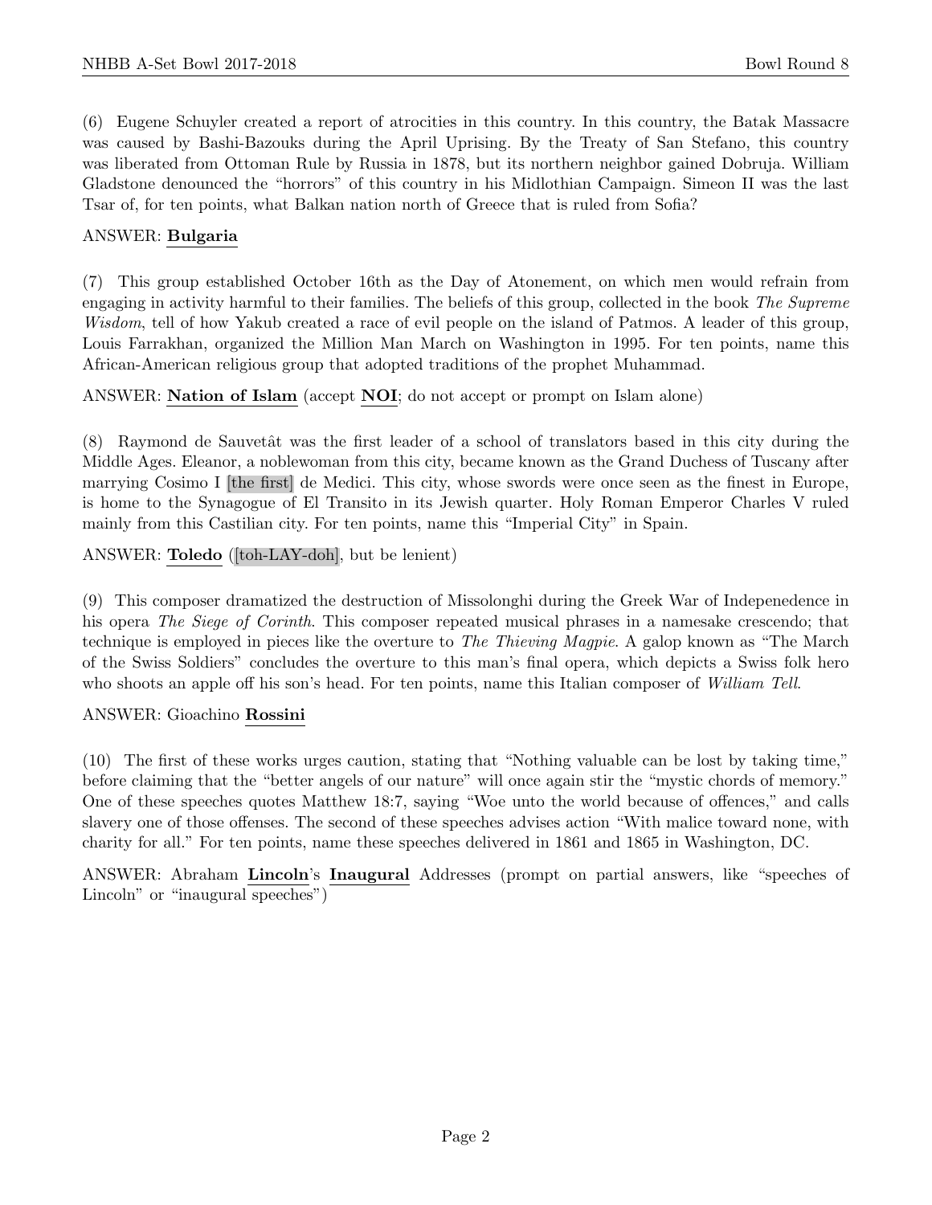(6) Eugene Schuyler created a report of atrocities in this country. In this country, the Batak Massacre was caused by Bashi-Bazouks during the April Uprising. By the Treaty of San Stefano, this country was liberated from Ottoman Rule by Russia in 1878, but its northern neighbor gained Dobruja. William Gladstone denounced the "horrors" of this country in his Midlothian Campaign. Simeon II was the last Tsar of, for ten points, what Balkan nation north of Greece that is ruled from Sofia?

ANSWER: **Bulgaria**

(7) This group established October 16th as the Day of Atonement, on which men would refrain from engaging in activity harmful to their families. The beliefs of this group, collected in the book *The Supreme Wisdom*, tell of how Yakub created a race of evil people on the island of Patmos. A leader of this group, Louis Farrakhan, organized the Million Man March on Washington in 1995. For ten points, name this African-American religious group that adopted traditions of the prophet Muhammad.

ANSWER: **Nation of Islam** (accept **NOI**; do not accept or prompt on Islam alone)

(8) Raymond de Sauvetât was the first leader of a school of translators based in this city during the Middle Ages. Eleanor, a noblewoman from this city, became known as the Grand Duchess of Tuscany after marrying Cosimo I [the first] de Medici. This city, whose swords were once seen as the finest in Europe, is home to the Synagogue of El Transito in its Jewish quarter. Holy Roman Emperor Charles V ruled mainly from this Castilian city. For ten points, name this "Imperial City" in Spain.

ANSWER: **Toledo** ([toh-LAY-doh], but be lenient)

(9) This composer dramatized the destruction of Missolonghi during the Greek War of Indepenedence in his opera *The Siege of Corinth*. This composer repeated musical phrases in a namesake crescendo; that technique is employed in pieces like the overture to *The Thieving Magpie*. A galop known as "The March of the Swiss Soldiers" concludes the overture to this man's final opera, which depicts a Swiss folk hero who shoots an apple off his son's head. For ten points, name this Italian composer of *William Tell*.

ANSWER: Gioachino **Rossini**

(10) The first of these works urges caution, stating that "Nothing valuable can be lost by taking time," before claiming that the "better angels of our nature" will once again stir the "mystic chords of memory." One of these speeches quotes Matthew 18:7, saying "Woe unto the world because of offences," and calls slavery one of those offenses. The second of these speeches advises action "With malice toward none, with charity for all." For ten points, name these speeches delivered in 1861 and 1865 in Washington, DC.

ANSWER: Abraham **Lincoln**'s **Inaugural** Addresses (prompt on partial answers, like "speeches of Lincoln" or "inaugural speeches")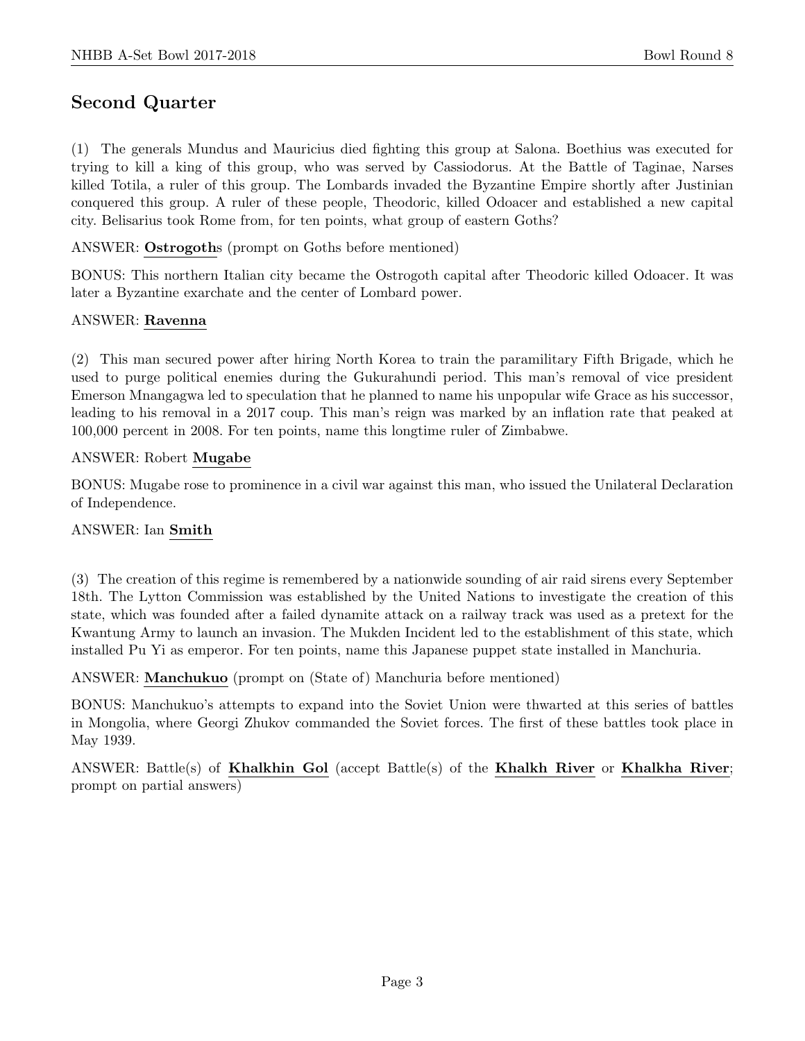## Second Quarter

(1) The generals Mundus and Mauricius died fighting this group at Salona. Boethius was executed for trying to kill a king of this group, who was served by Cassiodorus. At the Battle of Taginae, Narses killed Totila, a ruler of this group. The Lombards invaded the Byzantine Empire shortly after Justinian conquered this group. A ruler of these people, Theodoric, killed Odoacer and established a new capital city. Belisarius took Rome from, for ten points, what group of eastern Goths?

ANSWER: **Ostrogoth**s (prompt on Goths before mentioned)

BONUS: This northern Italian city became the Ostrogoth capital after Theodoric killed Odoacer. It was later a Byzantine exarchate and the center of Lombard power.

ANSWER: **Ravenna**

(2) This man secured power after hiring North Korea to train the paramilitary Fifth Brigade, which he used to purge political enemies during the Gukurahundi period. This man's removal of vice president Emerson Mnangagwa led to speculation that he planned to name his unpopular wife Grace as his successor, leading to his removal in a 2017 coup. This man's reign was marked by an inflation rate that peaked at 100,000 percent in 2008. For ten points, name this longtime ruler of Zimbabwe.

ANSWER: Robert **Mugabe**

BONUS: Mugabe rose to prominence in a civil war against this man, who issued the Unilateral Declaration of Independence.

ANSWER: Ian **Smith**

(3) The creation of this regime is remembered by a nationwide sounding of air raid sirens every September 18th. The Lytton Commission was established by the United Nations to investigate the creation of this state, which was founded after a failed dynamite attack on a railway track was used as a pretext for the Kwantung Army to launch an invasion. The Mukden Incident led to the establishment of this state, which installed Pu Yi as emperor. For ten points, name this Japanese puppet state installed in Manchuria.

ANSWER: **Manchukuo** (prompt on (State of) Manchuria before mentioned)

BONUS: Manchukuo's attempts to expand into the Soviet Union were thwarted at this series of battles in Mongolia, where Georgi Zhukov commanded the Soviet forces. The first of these battles took place in May 1939.

ANSWER: Battle(s) of **Khalkhin Gol** (accept Battle(s) of the **Khalkh River** or **Khalkha River**; prompt on partial answers)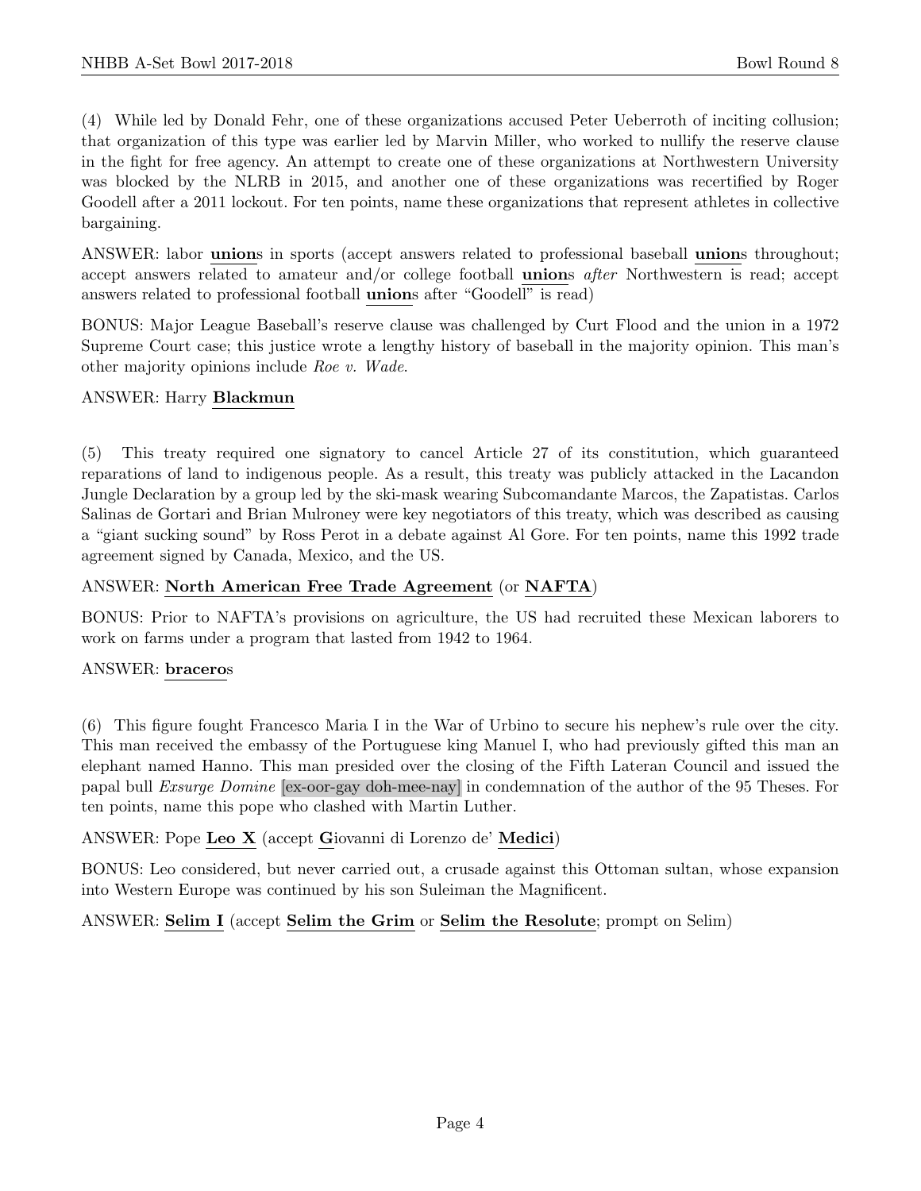(4) While led by Donald Fehr, one of these organizations accused Peter Ueberroth of inciting collusion; that organization of this type was earlier led by Marvin Miller, who worked to nullify the reserve clause in the fight for free agency. An attempt to create one of these organizations at Northwestern University was blocked by the NLRB in 2015, and another one of these organizations was recertified by Roger Goodell after a 2011 lockout. For ten points, name these organizations that represent athletes in collective bargaining.

ANSWER: labor **union**s in sports (accept answers related to professional baseball **union**s throughout; accept answers related to amateur and/or college football **union**s *after* Northwestern is read; accept answers related to professional football **union**s after "Goodell" is read)

BONUS: Major League Baseball's reserve clause was challenged by Curt Flood and the union in a 1972 Supreme Court case; this justice wrote a lengthy history of baseball in the majority opinion. This man's other majority opinions include *Roe v. Wade*.

ANSWER: Harry **Blackmun**

(5) This treaty required one signatory to cancel Article 27 of its constitution, which guaranteed reparations of land to indigenous people. As a result, this treaty was publicly attacked in the Lacandon Jungle Declaration by a group led by the ski-mask wearing Subcomandante Marcos, the Zapatistas. Carlos Salinas de Gortari and Brian Mulroney were key negotiators of this treaty, which was described as causing a "giant sucking sound" by Ross Perot in a debate against Al Gore. For ten points, name this 1992 trade agreement signed by Canada, Mexico, and the US.

ANSWER: **North American Free Trade Agreement** (or **NAFTA**)

BONUS: Prior to NAFTA's provisions on agriculture, the US had recruited these Mexican laborers to work on farms under a program that lasted from 1942 to 1964.

ANSWER: **bracero**s

(6) This figure fought Francesco Maria I in the War of Urbino to secure his nephew's rule over the city. This man received the embassy of the Portuguese king Manuel I, who had previously gifted this man an elephant named Hanno. This man presided over the closing of the Fifth Lateran Council and issued the papal bull *Exsurge Domine* [ex-oor-gay doh-mee-nay] in condemnation of the author of the 95 Theses. For ten points, name this pope who clashed with Martin Luther.

ANSWER: Pope **Leo X** (accept **G**iovanni di Lorenzo de' **Medici**)

BONUS: Leo considered, but never carried out, a crusade against this Ottoman sultan, whose expansion into Western Europe was continued by his son Suleiman the Magnificent.

ANSWER: **Selim I** (accept **Selim the Grim** or **Selim the Resolute**; prompt on Selim)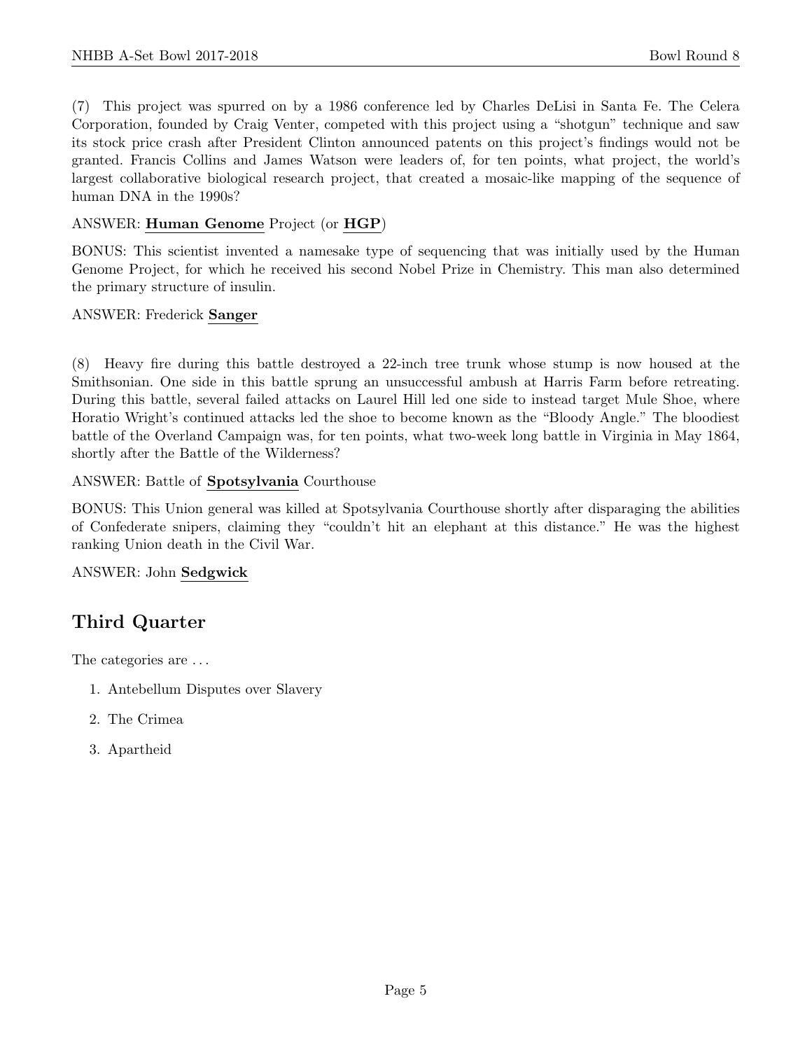(7) This project was spurred on by a 1986 conference led by Charles DeLisi in Santa Fe. The Celera Corporation, founded by Craig Venter, competed with this project using a "shotgun" technique and saw its stock price crash after President Clinton announced patents on this project's findings would not be granted. Francis Collins and James Watson were leaders of, for ten points, what project, the world's largest collaborative biological research project, that created a mosaic-like mapping of the sequence of human DNA in the 1990s?

ANSWER: **Human Genome** Project (or **HGP**)

BONUS: This scientist invented a namesake type of sequencing that was initially used by the Human Genome Project, for which he received his second Nobel Prize in Chemistry. This man also determined the primary structure of insulin.

ANSWER: Frederick **Sanger**

(8) Heavy fire during this battle destroyed a 22-inch tree trunk whose stump is now housed at the Smithsonian. One side in this battle sprung an unsuccessful ambush at Harris Farm before retreating. During this battle, several failed attacks on Laurel Hill led one side to instead target Mule Shoe, where Horatio Wright's continued attacks led the shoe to become known as the "Bloody Angle." The bloodiest battle of the Overland Campaign was, for ten points, what two-week long battle in Virginia in May 1864, shortly after the Battle of the Wilderness?

ANSWER: Battle of **Spotsylvania** Courthouse

BONUS: This Union general was killed at Spotsylvania Courthouse shortly after disparaging the abilities of Confederate snipers, claiming they "couldn't hit an elephant at this distance." He was the highest ranking Union death in the Civil War.

ANSWER: John **Sedgwick**

## Third Quarter

The categories are ...

1. Antebellum Disputes over Slavery
2. The Crimea
3. Apartheid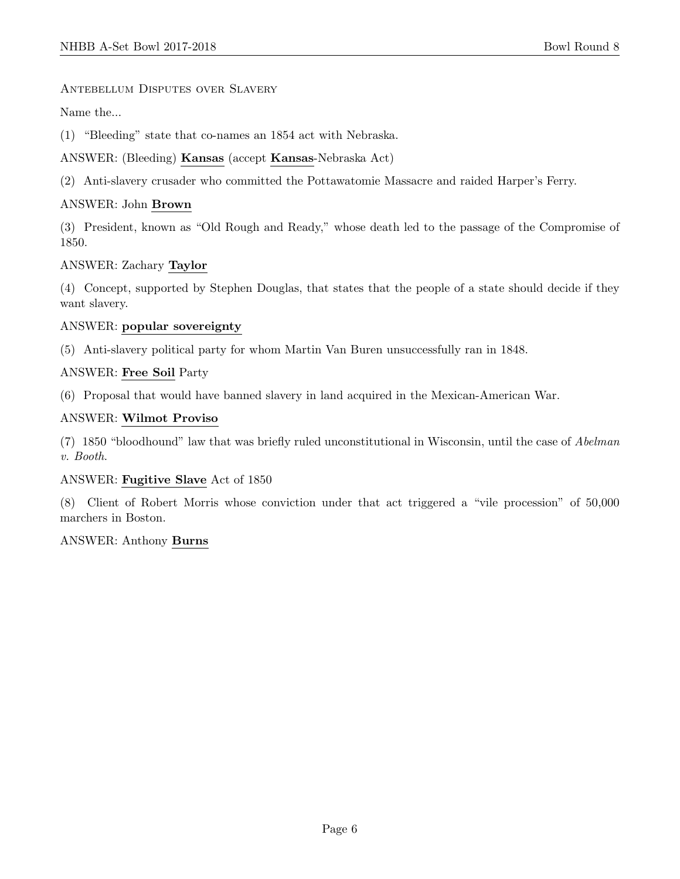Antebellum Disputes over Slavery

Name the...

(1) "Bleeding" state that co-names an 1854 act with Nebraska.

ANSWER: (Bleeding) **Kansas** (accept **Kansas**-Nebraska Act)

(2) Anti-slavery crusader who committed the Pottawatomie Massacre and raided Harper's Ferry.

ANSWER: John **Brown**

(3) President, known as "Old Rough and Ready," whose death led to the passage of the Compromise of 1850.

ANSWER: Zachary **Taylor**

(4) Concept, supported by Stephen Douglas, that states that the people of a state should decide if they want slavery.

ANSWER: **popular sovereignty**

(5) Anti-slavery political party for whom Martin Van Buren unsuccessfully ran in 1848.

ANSWER: **Free Soil** Party

(6) Proposal that would have banned slavery in land acquired in the Mexican-American War.

ANSWER: **Wilmot Proviso**

(7) 1850 "bloodhound" law that was briefly ruled unconstitutional in Wisconsin, until the case of *Abelman v. Booth*.

ANSWER: **Fugitive Slave** Act of 1850

(8) Client of Robert Morris whose conviction under that act triggered a "vile procession" of 50,000 marchers in Boston.

ANSWER: Anthony **Burns**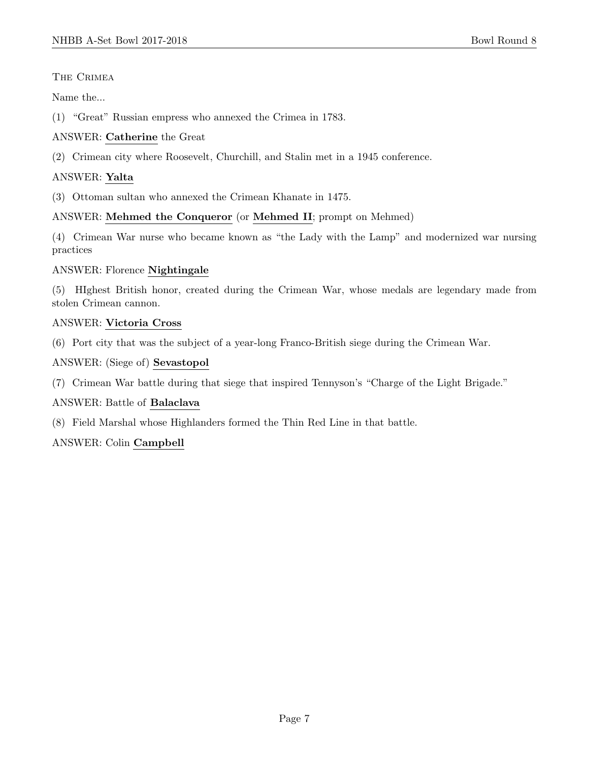The Crimea

Name the...

(1) "Great" Russian empress who annexed the Crimea in 1783.

ANSWER: **Catherine** the Great

(2) Crimean city where Roosevelt, Churchill, and Stalin met in a 1945 conference.

ANSWER: **Yalta**

(3) Ottoman sultan who annexed the Crimean Khanate in 1475.

ANSWER: **Mehmed the Conqueror** (or **Mehmed II**; prompt on Mehmed)

(4) Crimean War nurse who became known as "the Lady with the Lamp" and modernized war nursing practices

ANSWER: Florence **Nightingale**

(5) HIghest British honor, created during the Crimean War, whose medals are legendary made from stolen Crimean cannon.

ANSWER: **Victoria Cross**

(6) Port city that was the subject of a year-long Franco-British siege during the Crimean War.

ANSWER: (Siege of) **Sevastopol**

(7) Crimean War battle during that siege that inspired Tennyson's "Charge of the Light Brigade."

ANSWER: Battle of **Balaclava**

(8) Field Marshal whose Highlanders formed the Thin Red Line in that battle.

ANSWER: Colin **Campbell**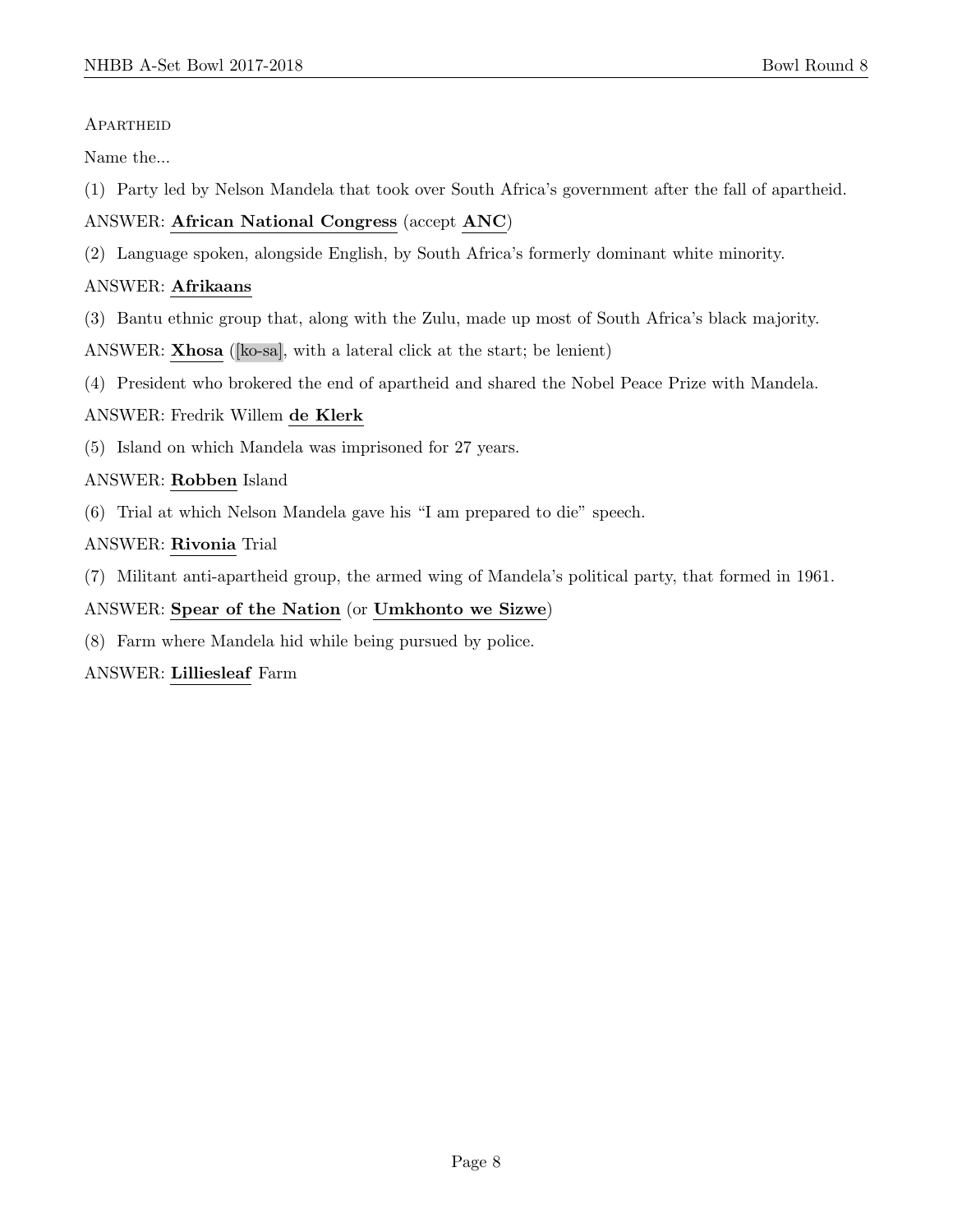Apartheid

Name the...

(1) Party led by Nelson Mandela that took over South Africa's government after the fall of apartheid.

ANSWER: **African National Congress** (accept **ANC**)

(2) Language spoken, alongside English, by South Africa's formerly dominant white minority.

ANSWER: **Afrikaans**

(3) Bantu ethnic group that, along with the Zulu, made up most of South Africa's black majority.

ANSWER: **Xhosa** ([ko-sa], with a lateral click at the start; be lenient)

(4) President who brokered the end of apartheid and shared the Nobel Peace Prize with Mandela.

ANSWER: Fredrik Willem **de Klerk**

(5) Island on which Mandela was imprisoned for 27 years.

ANSWER: **Robben** Island

(6) Trial at which Nelson Mandela gave his "I am prepared to die" speech.

ANSWER: **Rivonia** Trial

(7) Militant anti-apartheid group, the armed wing of Mandela's political party, that formed in 1961.

ANSWER: **Spear of the Nation** (or **Umkhonto we Sizwe**)

(8) Farm where Mandela hid while being pursued by police.

ANSWER: **Lilliesleaf** Farm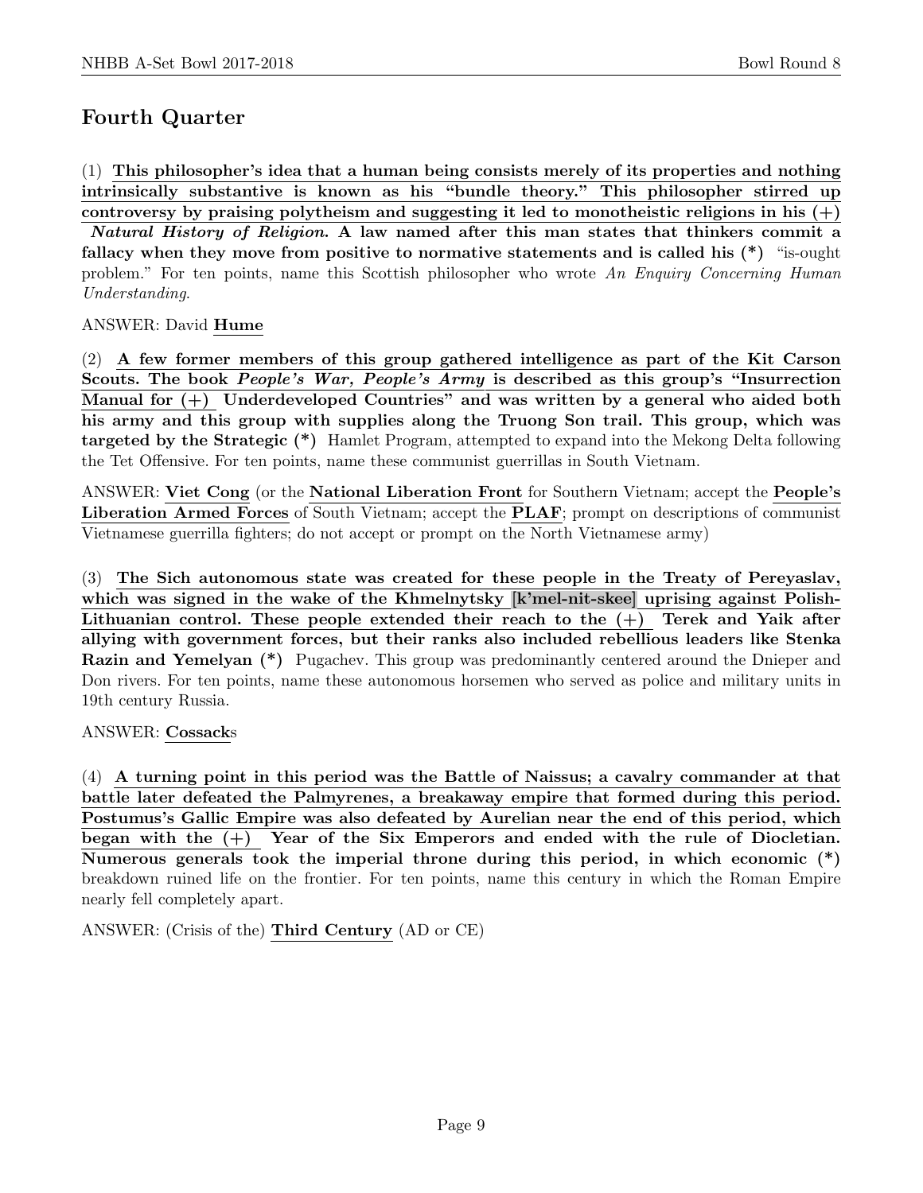## Fourth Quarter

(1) **This philosopher's idea that a human being consists merely of its properties and nothing intrinsically substantive is known as his "bundle theory." This philosopher stirred up controversy by praising polytheism and suggesting it led to monotheistic religions in his (+) *Natural History of Religion*. A law named after this man states that thinkers commit a fallacy when they move from positive to normative statements and is called his (*)** "is-ought problem." For ten points, name this Scottish philosopher who wrote *An Enquiry Concerning Human Understanding*.

ANSWER: David **Hume**

(2) **A few former members of this group gathered intelligence as part of the Kit Carson Scouts. The book *People's War, People's Army* is described as this group's "Insurrection Manual for (+) Underdeveloped Countries" and was written by a general who aided both his army and this group with supplies along the Truong Son trail. This group, which was targeted by the Strategic (*)** Hamlet Program, attempted to expand into the Mekong Delta following the Tet Offensive. For ten points, name these communist guerrillas in South Vietnam.

ANSWER: **Viet Cong** (or the **National Liberation Front** for Southern Vietnam; accept the **People's Liberation Armed Forces** of South Vietnam; accept the **PLAF**; prompt on descriptions of communist Vietnamese guerrilla fighters; do not accept or prompt on the North Vietnamese army)

(3) **The Sich autonomous state was created for these people in the Treaty of Pereyaslav, which was signed in the wake of the Khmelnytsky [k'mel-nit-skee] uprising against Polish-Lithuanian control. These people extended their reach to the (+) Terek and Yaik after allying with government forces, but their ranks also included rebellious leaders like Stenka Razin and Yemelyan (*)** Pugachev. This group was predominantly centered around the Dnieper and Don rivers. For ten points, name these autonomous horsemen who served as police and military units in 19th century Russia.

ANSWER: **Cossack**s

(4) **A turning point in this period was the Battle of Naissus; a cavalry commander at that battle later defeated the Palmyrenes, a breakaway empire that formed during this period. Postumus's Gallic Empire was also defeated by Aurelian near the end of this period, which began with the (+) Year of the Six Emperors and ended with the rule of Diocletian. Numerous generals took the imperial throne during this period, in which economic (*)** breakdown ruined life on the frontier. For ten points, name this century in which the Roman Empire nearly fell completely apart.

ANSWER: (Crisis of the) **Third Century** (AD or CE)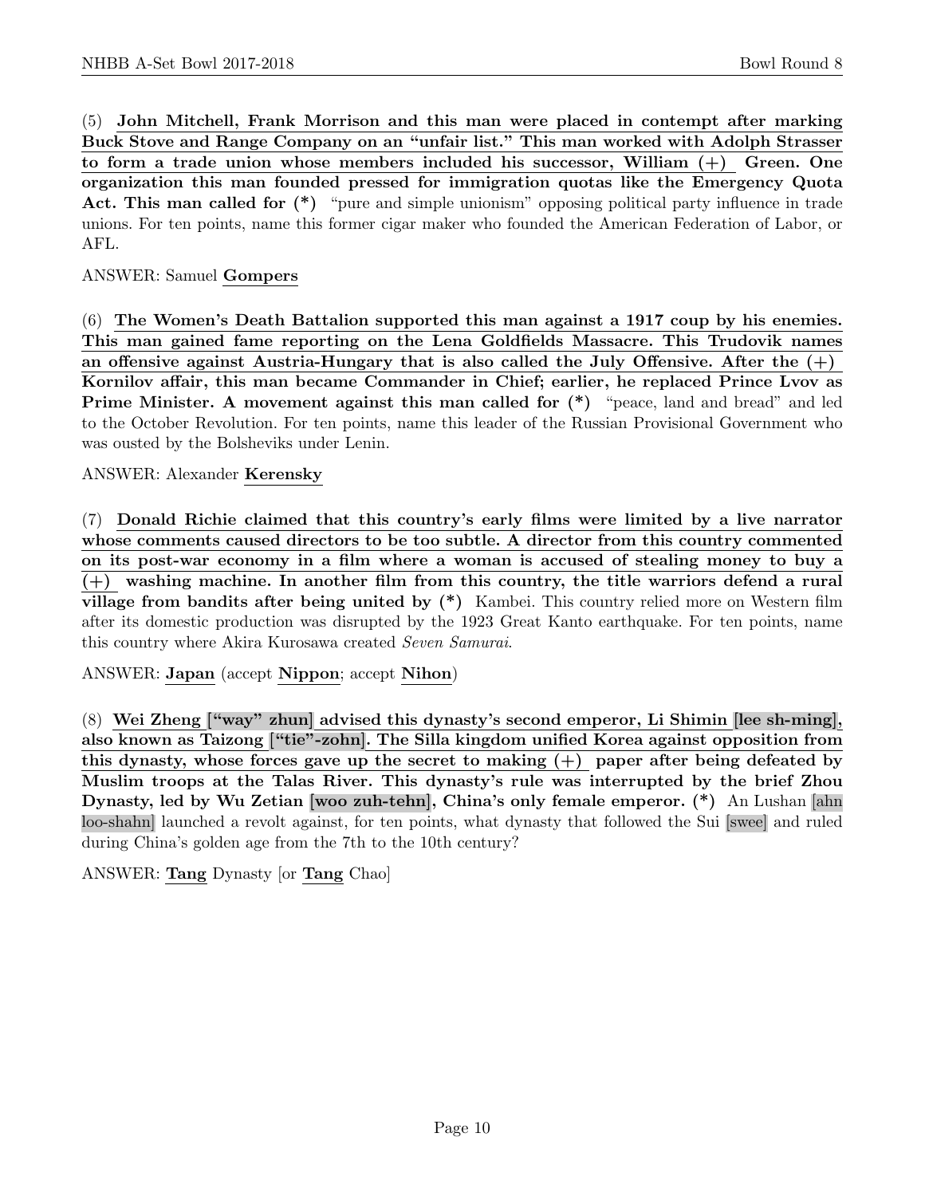(5) **John Mitchell, Frank Morrison and this man were placed in contempt after marking Buck Stove and Range Company on an "unfair list." This man worked with Adolph Strasser to form a trade union whose members included his successor, William (+) Green. One organization this man founded pressed for immigration quotas like the Emergency Quota Act. This man called for (*)** "pure and simple unionism" opposing political party influence in trade unions. For ten points, name this former cigar maker who founded the American Federation of Labor, or AFL.

ANSWER: Samuel **Gompers**

(6) **The Women's Death Battalion supported this man against a 1917 coup by his enemies. This man gained fame reporting on the Lena Goldfields Massacre. This Trudovik names an offensive against Austria-Hungary that is also called the July Offensive. After the (+) Kornilov affair, this man became Commander in Chief; earlier, he replaced Prince Lvov as Prime Minister. A movement against this man called for (*)** "peace, land and bread" and led to the October Revolution. For ten points, name this leader of the Russian Provisional Government who was ousted by the Bolsheviks under Lenin.

ANSWER: Alexander **Kerensky**

(7) **Donald Richie claimed that this country's early films were limited by a live narrator whose comments caused directors to be too subtle. A director from this country commented on its post-war economy in a film where a woman is accused of stealing money to buy a (+) washing machine. In another film from this country, the title warriors defend a rural village from bandits after being united by (*)** Kambei. This country relied more on Western film after its domestic production was disrupted by the 1923 Great Kanto earthquake. For ten points, name this country where Akira Kurosawa created *Seven Samurai*.

ANSWER: **Japan** (accept **Nippon**; accept **Nihon**)

(8) **Wei Zheng ["way" zhun] advised this dynasty's second emperor, Li Shimin [lee sh-ming], also known as Taizong ["tie"-zohn]. The Silla kingdom unified Korea against opposition from this dynasty, whose forces gave up the secret to making (+) paper after being defeated by Muslim troops at the Talas River. This dynasty's rule was interrupted by the brief Zhou Dynasty, led by Wu Zetian [woo zuh-tehn], China's only female emperor. (*)** An Lushan [ahn loo-shahn] launched a revolt against, for ten points, what dynasty that followed the Sui [swee] and ruled during China's golden age from the 7th to the 10th century?

ANSWER: **Tang** Dynasty [or **Tang** Chao]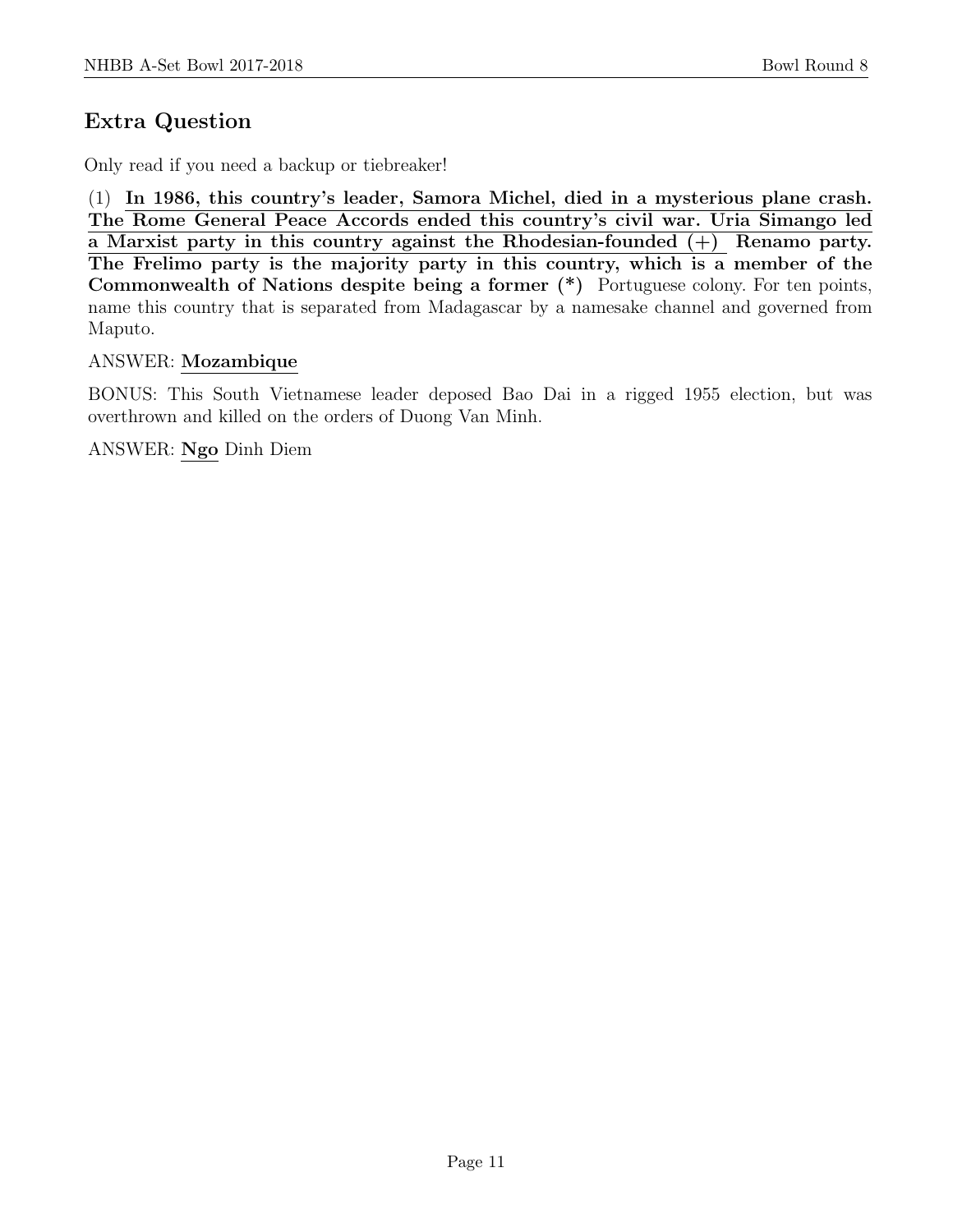## Extra Question

Only read if you need a backup or tiebreaker!

(1) **In 1986, this country's leader, Samora Michel, died in a mysterious plane crash. The Rome General Peace Accords ended this country's civil war. Uria Simango led a Marxist party in this country against the Rhodesian-founded (+) Renamo party. The Frelimo party is the majority party in this country, which is a member of the Commonwealth of Nations despite being a former (*)** Portuguese colony. For ten points, name this country that is separated from Madagascar by a namesake channel and governed from Maputo.

ANSWER: **Mozambique**

BONUS: This South Vietnamese leader deposed Bao Dai in a rigged 1955 election, but was overthrown and killed on the orders of Duong Van Minh.

ANSWER: **Ngo** Dinh Diem